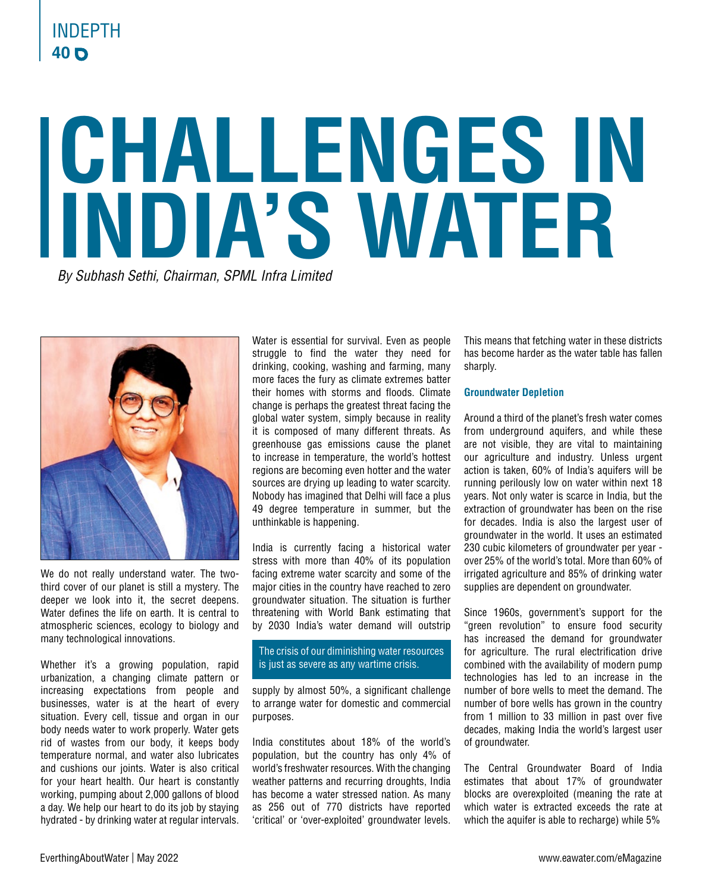# CHALLENGES IN INDIA'S WATER

*By Subhash Sethi, Chairman, SPML Infra Limited*

We do not really understand water. The two-third cover of our planet is still a mystery. The deeper we look into it, the secret deepens. Water defines the life on earth. It is central to atmospheric sciences, ecology to biology and many technological innovations.

Whether it's a growing population, rapid urbanization, a changing climate pattern or increasing expectations from people and businesses, water is at the heart of every situation. Every cell, tissue and organ in our body needs water to work properly. Water gets rid of wastes from our body, it keeps body temperature normal, and water also lubricates and cushions our joints. Water is also critical for your heart health. Our heart is constantly working, pumping about 2,000 gallons of blood a day. We help our heart to do its job by staying hydrated - by drinking water at regular intervals.

Water is essential for survival. Even as people struggle to find the water they need for drinking, cooking, washing and farming, many more faces the fury as climate extremes batter their homes with storms and floods. Climate change is perhaps the greatest threat facing the global water system, simply because in reality it is composed of many different threats. As greenhouse gas emissions cause the planet to increase in temperature, the world's hottest regions are becoming even hotter and the water sources are drying up leading to water scarcity. Nobody has imagined that Delhi will face a plus 49 degree temperature in summer, but the unthinkable is happening.

India is currently facing a historical water stress with more than 40% of its population facing extreme water scarcity and some of the major cities in the country have reached to zero groundwater situation. The situation is further threatening with World Bank estimating that by 2030 India's water demand will outstrip supply by almost 50%, a significant challenge to arrange water for domestic and commercial purposes.

> The crisis of our diminishing water resources is just as severe as any wartime crisis.

India constitutes about 18% of the world's population, but the country has only 4% of world's freshwater resources. With the changing weather patterns and recurring droughts, India has become a water stressed nation. As many as 256 out of 770 districts have reported 'critical' or 'over-exploited' groundwater levels. This means that fetching water in these districts has become harder as the water table has fallen sharply.

### Groundwater Depletion

Around a third of the planet's fresh water comes from underground aquifers, and while these are not visible, they are vital to maintaining our agriculture and industry. Unless urgent action is taken, 60% of India's aquifers will be running perilously low on water within next 18 years. Not only water is scarce in India, but the extraction of groundwater has been on the rise for decades. India is also the largest user of groundwater in the world. It uses an estimated 230 cubic kilometers of groundwater per year - over 25% of the world's total. More than 60% of irrigated agriculture and 85% of drinking water supplies are dependent on groundwater.

Since 1960s, government's support for the "green revolution" to ensure food security has increased the demand for groundwater for agriculture. The rural electrification drive combined with the availability of modern pump technologies has led to an increase in the number of bore wells to meet the demand. The number of bore wells has grown in the country from 1 million to 33 million in past over five decades, making India the world's largest user of groundwater.

The Central Groundwater Board of India estimates that about 17% of groundwater blocks are overexploited (meaning the rate at which water is extracted exceeds the rate at which the aquifer is able to recharge) while 5%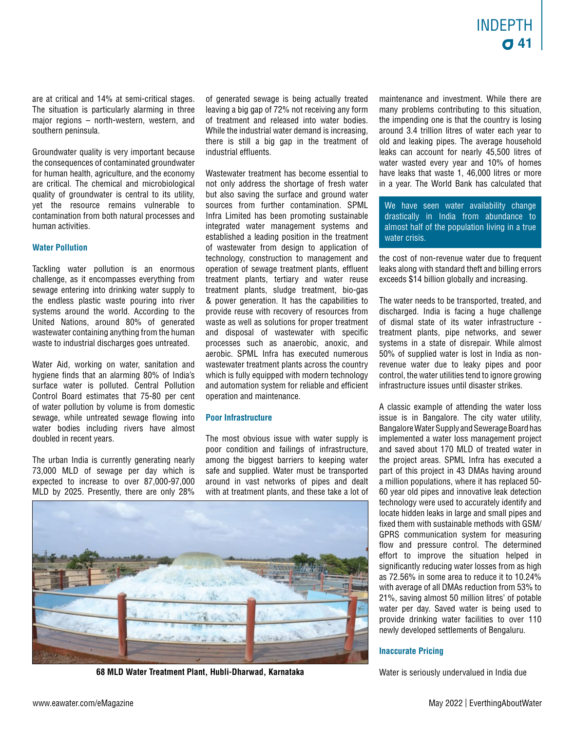are at critical and 14% at semi-critical stages. The situation is particularly alarming in three major regions – north-western, western, and southern peninsula.

Groundwater quality is very important because the consequences of contaminated groundwater for human health, agriculture, and the economy are critical. The chemical and microbiological quality of groundwater is central to its utility, yet the resource remains vulnerable to contamination from both natural processes and human activities.

### Water Pollution

Tackling water pollution is an enormous challenge, as it encompasses everything from sewage entering into drinking water supply to the endless plastic waste pouring into river systems around the world. According to the United Nations, around 80% of generated wastewater containing anything from the human waste to industrial discharges goes untreated.

Water Aid, working on water, sanitation and hygiene finds that an alarming 80% of India's surface water is polluted. Central Pollution Control Board estimates that 75-80 per cent of water pollution by volume is from domestic sewage, while untreated sewage flowing into water bodies including rivers have almost doubled in recent years.

The urban India is currently generating nearly 73,000 MLD of sewage per day which is expected to increase to over 87,000-97,000 MLD by 2025. Presently, there are only 28% of generated sewage is being actually treated leaving a big gap of 72% not receiving any form of treatment and released into water bodies. While the industrial water demand is increasing, there is still a big gap in the treatment of industrial effluents.

Wastewater treatment has become essential to not only address the shortage of fresh water but also saving the surface and ground water sources from further contamination. SPML Infra Limited has been promoting sustainable integrated water management systems and established a leading position in the treatment of wastewater from design to application of technology, construction to management and operation of sewage treatment plants, effluent treatment plants, tertiary and water reuse treatment plants, sludge treatment, bio-gas & power generation. It has the capabilities to provide reuse with recovery of resources from waste as well as solutions for proper treatment and disposal of wastewater with specific processes such as anaerobic, anoxic, and aerobic. SPML Infra has executed numerous wastewater treatment plants across the country which is fully equipped with modern technology and automation system for reliable and efficient operation and maintenance.

### Poor Infrastructure

The most obvious issue with water supply is poor condition and failings of infrastructure, among the biggest barriers to keeping water safe and supplied. Water must be transported around in vast networks of pipes and dealt with at treatment plants, and these take a lot of maintenance and investment. While there are many problems contributing to this situation, the impending one is that the country is losing around 3.4 trillion litres of water each year to old and leaking pipes. The average household leaks can account for nearly 45,500 litres of water wasted every year and 10% of homes have leaks that waste 1, 46,000 litres or more in a year. The World Bank has calculated that the cost of non-revenue water due to frequent leaks along with standard theft and billing errors exceeds $14 billion globally and increasing.

> We have seen water availability change drastically in India from abundance to almost half of the population living in a true water crisis.

The water needs to be transported, treated, and discharged. India is facing a huge challenge of dismal state of its water infrastructure - treatment plants, pipe networks, and sewer systems in a state of disrepair. While almost 50% of supplied water is lost in India as non-revenue water due to leaky pipes and poor control, the water utilities tend to ignore growing infrastructure issues until disaster strikes.

A classic example of attending the water loss issue is in Bangalore. The city water utility, Bangalore Water Supply and Sewerage Board has implemented a water loss management project and saved about 170 MLD of treated water in the project areas. SPML Infra has executed a part of this project in 43 DMAs having around a million populations, where it has replaced 50-60 year old pipes and innovative leak detection technology were used to accurately identify and locate hidden leaks in large and small pipes and fixed them with sustainable methods with GSM/GPRS communication system for measuring flow and pressure control. The determined effort to improve the situation helped in significantly reducing water losses from as high as 72.56% in some area to reduce it to 10.24% with average of all DMAs reduction from 53% to 21%, saving almost 50 million litres' of potable water per day. Saved water is being used to provide drinking water facilities to over 110 newly developed settlements of Bengaluru.

**68 MLD Water Treatment Plant, Hubli-Dharwad, Karnataka**

### Inaccurate Pricing

Water is seriously undervalued in India due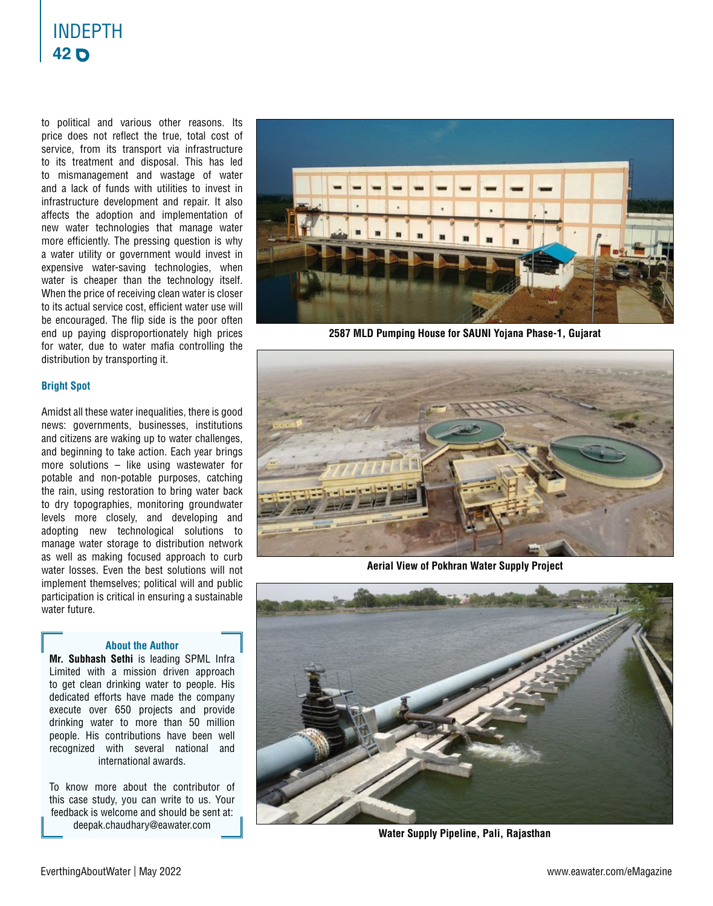to political and various other reasons. Its price does not reflect the true, total cost of service, from its transport via infrastructure to its treatment and disposal. This has led to mismanagement and wastage of water and a lack of funds with utilities to invest in infrastructure development and repair. It also affects the adoption and implementation of new water technologies that manage water more efficiently. The pressing question is why a water utility or government would invest in expensive water-saving technologies, when water is cheaper than the technology itself. When the price of receiving clean water is closer to its actual service cost, efficient water use will be encouraged. The flip side is the poor often end up paying disproportionately high prices for water, due to water mafia controlling the distribution by transporting it.

### Bright Spot

Amidst all these water inequalities, there is good news: governments, businesses, institutions and citizens are waking up to water challenges, and beginning to take action. Each year brings more solutions – like using wastewater for potable and non-potable purposes, catching the rain, using restoration to bring water back to dry topographies, monitoring groundwater levels more closely, and developing and adopting new technological solutions to manage water storage to distribution network as well as making focused approach to curb water losses. Even the best solutions will not implement themselves; political will and public participation is critical in ensuring a sustainable water future.

**About the Author**

**Mr. Subhash Sethi** is leading SPML Infra Limited with a mission driven approach to get clean drinking water to people. His dedicated efforts have made the company execute over 650 projects and provide drinking water to more than 50 million people. His contributions have been well recognized with several national and international awards.

To know more about the contributor of this case study, you can write to us. Your feedback is welcome and should be sent at: deepak.chaudhary@eawater.com

**2587 MLD Pumping House for SAUNI Yojana Phase-1, Gujarat**

**Aerial View of Pokhran Water Supply Project**

**Water Supply Pipeline, Pali, Rajasthan**